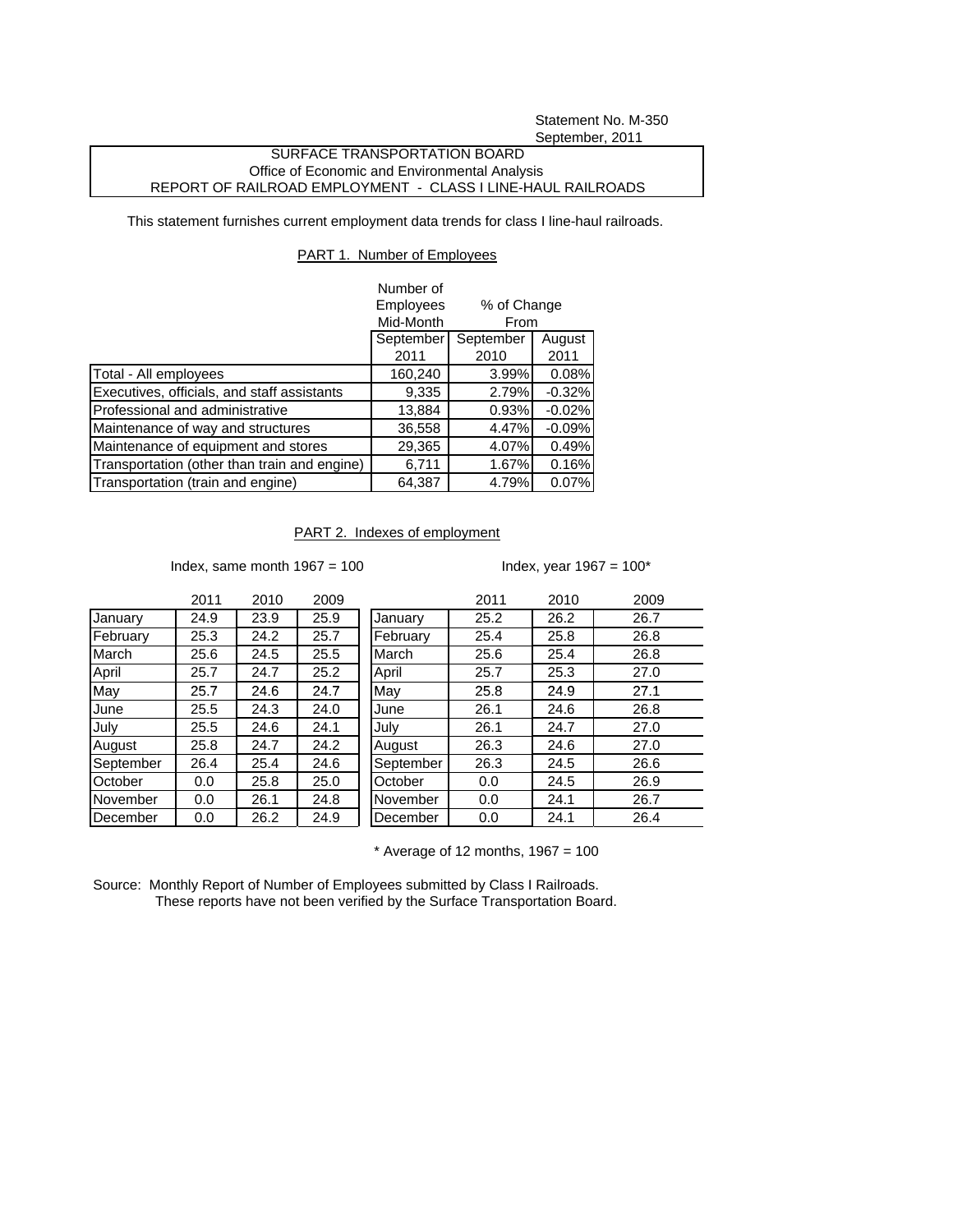Statement No. M-350
September, 2011

SURFACE TRANSPORTATION BOARD
Office of Economic and Environmental Analysis
REPORT OF RAILROAD EMPLOYMENT - CLASS I LINE-HAUL RAILROADS

This statement furnishes current employment data trends for class I line-haul railroads.

## PART 1. Number of Employees

| | Number of Employees Mid-Month | % of Change From | |
|---|---|---|---|
| | September 2011 | September 2010 | August 2011 |
| Total - All employees | 160,240 | 3.99% | 0.08% |
| Executives, officials, and staff assistants | 9,335 | 2.79% | -0.32% |
| Professional and administrative | 13,884 | 0.93% | -0.02% |
| Maintenance of way and structures | 36,558 | 4.47% | -0.09% |
| Maintenance of equipment and stores | 29,365 | 4.07% | 0.49% |
| Transportation (other than train and engine) | 6,711 | 1.67% | 0.16% |
| Transportation (train and engine) | 64,387 | 4.79% | 0.07% |

## PART 2. Indexes of employment

Index, same month 1967 = 100

| | 2011 | 2010 | 2009 |
|---|---|---|---|
| January | 24.9 | 23.9 | 25.9 |
| February | 25.3 | 24.2 | 25.7 |
| March | 25.6 | 24.5 | 25.5 |
| April | 25.7 | 24.7 | 25.2 |
| May | 25.7 | 24.6 | 24.7 |
| June | 25.5 | 24.3 | 24.0 |
| July | 25.5 | 24.6 | 24.1 |
| August | 25.8 | 24.7 | 24.2 |
| September | 26.4 | 25.4 | 24.6 |
| October | 0.0 | 25.8 | 25.0 |
| November | 0.0 | 26.1 | 24.8 |
| December | 0.0 | 26.2 | 24.9 |

Index, year 1967 = 100*

| | 2011 | 2010 | 2009 |
|---|---|---|---|
| January | 25.2 | 26.2 | 26.7 |
| February | 25.4 | 25.8 | 26.8 |
| March | 25.6 | 25.4 | 26.8 |
| April | 25.7 | 25.3 | 27.0 |
| May | 25.8 | 24.9 | 27.1 |
| June | 26.1 | 24.6 | 26.8 |
| July | 26.1 | 24.7 | 27.0 |
| August | 26.3 | 24.6 | 27.0 |
| September | 26.3 | 24.5 | 26.6 |
| October | 0.0 | 24.5 | 26.9 |
| November | 0.0 | 24.1 | 26.7 |
| December | 0.0 | 24.1 | 26.4 |

* Average of 12 months, 1967 = 100

Source: Monthly Report of Number of Employees submitted by Class I Railroads.
These reports have not been verified by the Surface Transportation Board.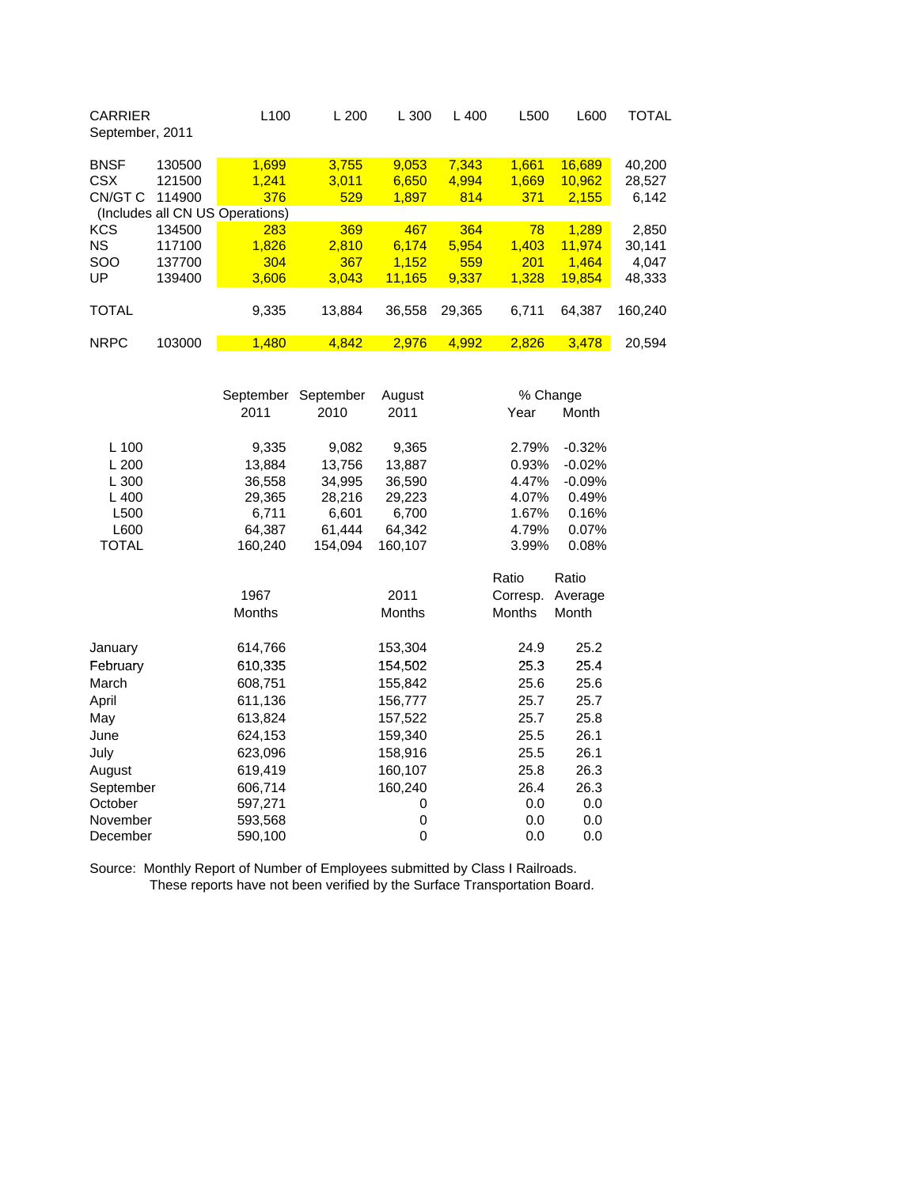| CARRIER<br>September, 2011 | | L100 | L 200 | L 300 | L 400 | L500 | L600 | TOTAL |
|---|---|---|---|---|---|---|---|---|
| BNSF | 130500 | 1,699 | 3,755 | 9,053 | 7,343 | 1,661 | 16,689 | 40,200 |
| CSX | 121500 | 1,241 | 3,011 | 6,650 | 4,994 | 1,669 | 10,962 | 28,527 |
| CN/GT C | 114900 | 376 | 529 | 1,897 | 814 | 371 | 2,155 | 6,142 |
| (Includes all CN US Operations) | | | | | | | | |
| KCS | 134500 | 283 | 369 | 467 | 364 | 78 | 1,289 | 2,850 |
| NS | 117100 | 1,826 | 2,810 | 6,174 | 5,954 | 1,403 | 11,974 | 30,141 |
| SOO | 137700 | 304 | 367 | 1,152 | 559 | 201 | 1,464 | 4,047 |
| UP | 139400 | 3,606 | 3,043 | 11,165 | 9,337 | 1,328 | 19,854 | 48,333 |
| TOTAL | | 9,335 | 13,884 | 36,558 | 29,365 | 6,711 | 64,387 | 160,240 |
| NRPC | 103000 | 1,480 | 4,842 | 2,976 | 4,992 | 2,826 | 3,478 | 20,594 |

| | September 2011 | September 2010 | August 2011 | % Change Year | % Change Month |
|---|---|---|---|---|---|
| L 100 | 9,335 | 9,082 | 9,365 | 2.79% | -0.32% |
| L 200 | 13,884 | 13,756 | 13,887 | 0.93% | -0.02% |
| L 300 | 36,558 | 34,995 | 36,590 | 4.47% | -0.09% |
| L 400 | 29,365 | 28,216 | 29,223 | 4.07% | 0.49% |
| L500 | 6,711 | 6,601 | 6,700 | 1.67% | 0.16% |
| L600 | 64,387 | 61,444 | 64,342 | 4.79% | 0.07% |
| TOTAL | 160,240 | 154,094 | 160,107 | 3.99% | 0.08% |

| | 1967 Months | 2011 Months | Ratio Corresp. Months | Ratio Average Month |
|---|---|---|---|---|
| January | 614,766 | 153,304 | 24.9 | 25.2 |
| February | 610,335 | 154,502 | 25.3 | 25.4 |
| March | 608,751 | 155,842 | 25.6 | 25.6 |
| April | 611,136 | 156,777 | 25.7 | 25.7 |
| May | 613,824 | 157,522 | 25.7 | 25.8 |
| June | 624,153 | 159,340 | 25.5 | 26.1 |
| July | 623,096 | 158,916 | 25.5 | 26.1 |
| August | 619,419 | 160,107 | 25.8 | 26.3 |
| September | 606,714 | 160,240 | 26.4 | 26.3 |
| October | 597,271 | 0 | 0.0 | 0.0 |
| November | 593,568 | 0 | 0.0 | 0.0 |
| December | 590,100 | 0 | 0.0 | 0.0 |

Source: Monthly Report of Number of Employees submitted by Class I Railroads.
These reports have not been verified by the Surface Transportation Board.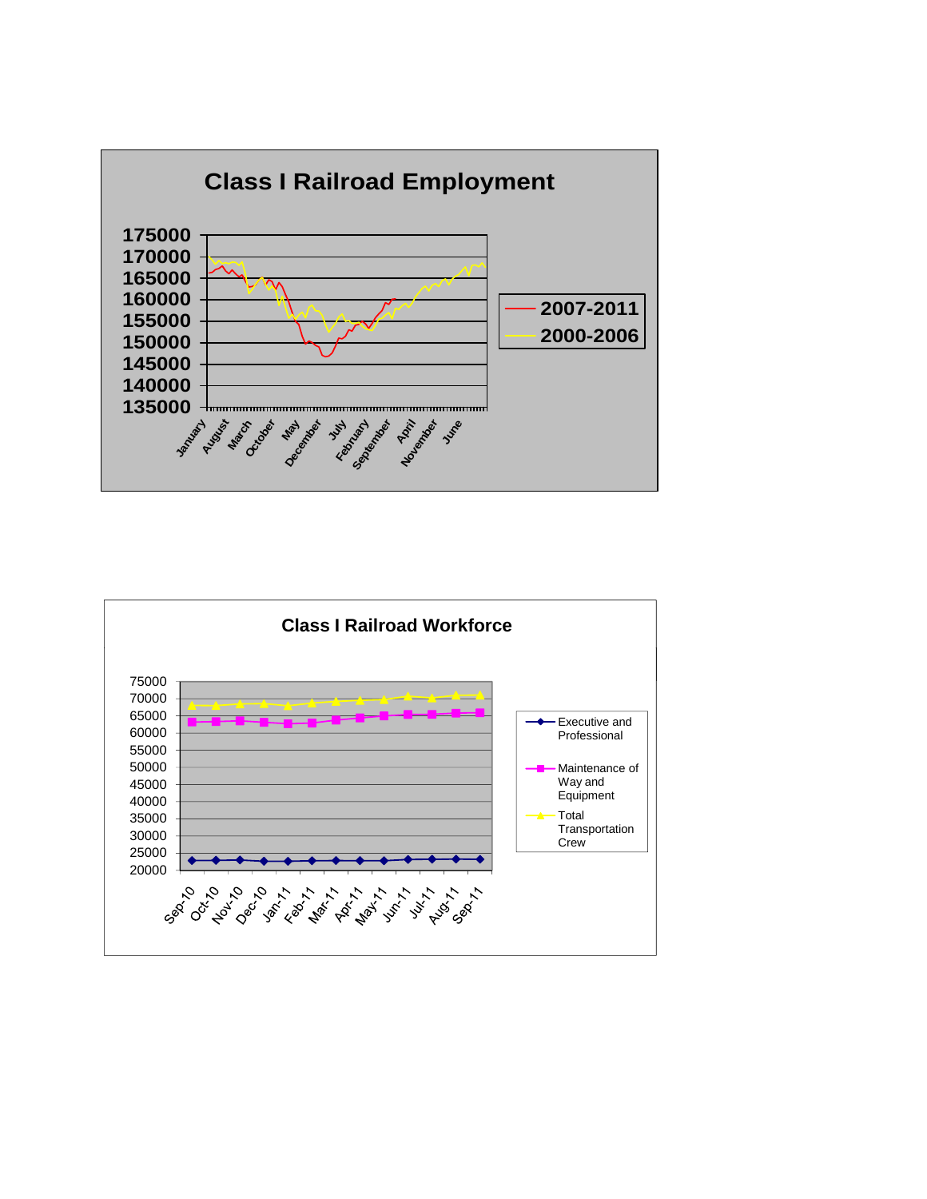Class I Railroad Employment

175000
170000
165000
160000
155000
150000
145000
140000
135000

January
August
March
October
May
December
July
February
September
April
November
June

2007-2011
2000-2006

Class I Railroad Workforce

75000
70000
65000
60000
55000
50000
45000
40000
35000
30000
25000
20000

Sep-10
Oct-10
Nov-10
Dec-10
Jan-11
Feb-11
Mar-11
Apr-11
May-11
Jun-11
Jul-11
Aug-11
Sep-11

Executive and Professional
Maintenance of Way and Equipment
Total Transportation Crew